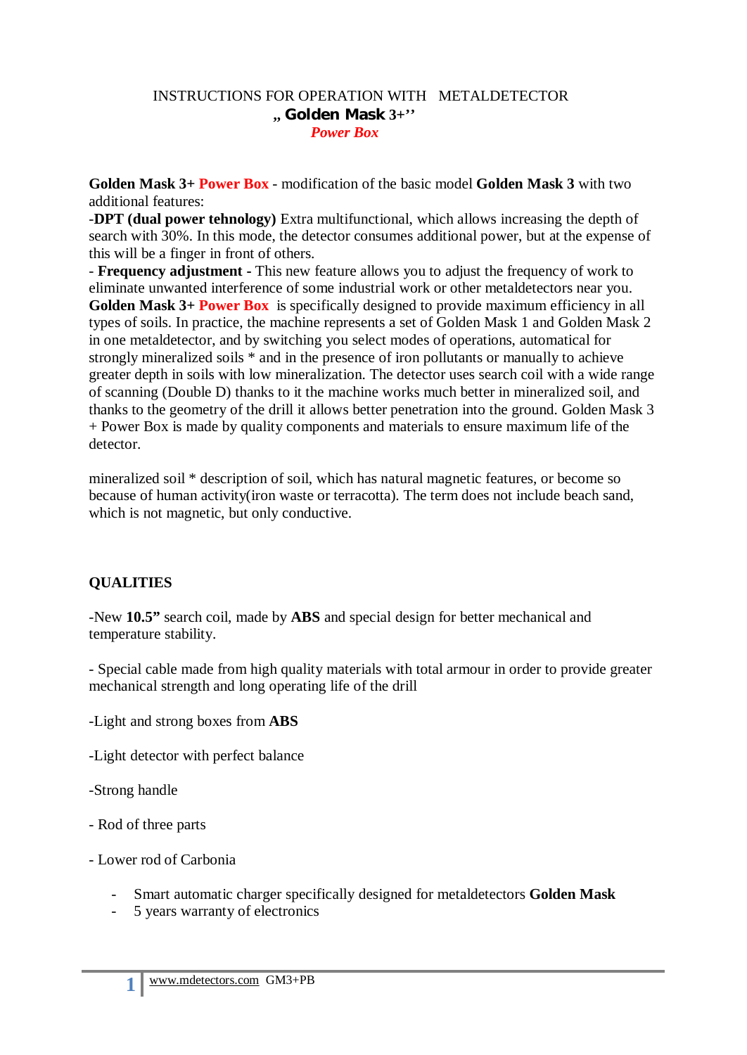# INSTRUCTIONS FOR OPERATION WITH METALDETECTOR „ Golden Mask 3+'' *Power Box*

**Golden Mask 3+ Power Box** - modification of the basic model **Golden Mask 3** with two additional features:

-**DPT (dual power tehnology)** Extra multifunctional, which allows increasing the depth of search with 30%. In this mode, the detector consumes additional power, but at the expense of this will be a finger in front of others.

- **Frequency adjustment -** This new feature allows you to adjust the frequency of work to eliminate unwanted interference of some industrial work or other metaldetectors near you.

**Golden Mask 3+ Power Box** is specifically designed to provide maximum efficiency in all types of soils. In practice, the machine represents a set of Golden Mask 1 and Golden Mask 2 in one metaldetector, and by switching you select modes of operations, automatical for strongly mineralized soils * and in the presence of iron pollutants or manually to achieve greater depth in soils with low mineralization. The detector uses search coil with a wide range of scanning (Double D) thanks to it the machine works much better in mineralized soil, and thanks to the geometry of the drill it allows better penetration into the ground. Golden Mask 3 + Power Box is made by quality components and materials to ensure maximum life of the detector.

mineralized soil * description of soil, which has natural magnetic features, or become so because of human activity(iron waste or terracotta). The term does not include beach sand, which is not magnetic, but only conductive.

## QUALITIES

-New **10.5"** search coil, made by **ABS** and special design for better mechanical and temperature stability.

- Special cable made from high quality materials with total armour in order to provide greater mechanical strength and long operating life of the drill

-Light and strong boxes from **ABS**

-Light detector with perfect balance

-Strong handle

- Rod of three parts

- Lower rod of Carbonia

- Smart automatic charger specifically designed for metaldetectors **Golden Mask**
- 5 years warranty of electronics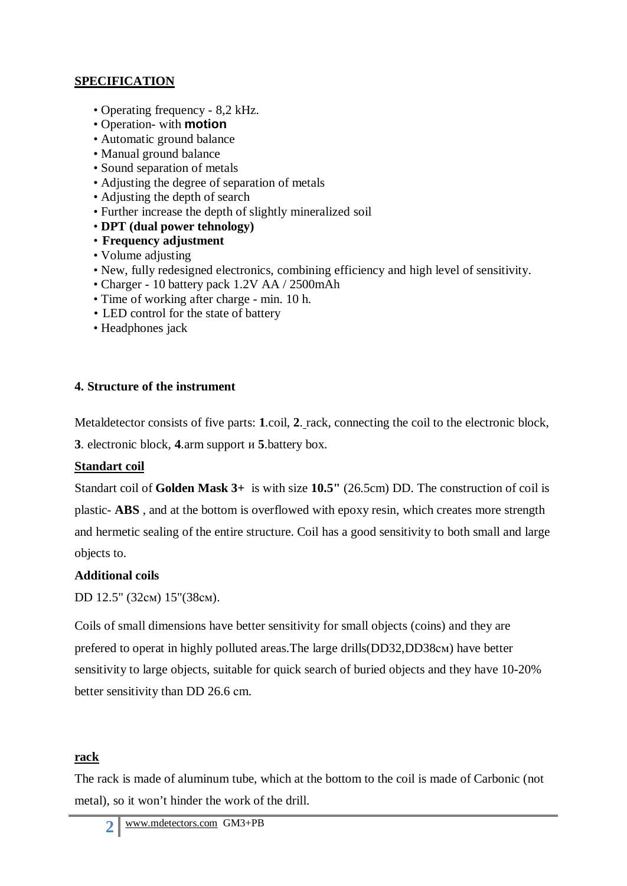**SPECIFICATION**

- Operating frequency - 8,2 kHz.
- Operation- with **motion**
- Automatic ground balance
- Manual ground balance
- Sound separation of metals
- Adjusting the degree of separation of metals
- Adjusting the depth of search
- Further increase the depth of slightly mineralized soil
- **DPT (dual power tehnology)**
- **Frequency adjustment**
- Volume adjusting
- New, fully redesigned electronics, combining efficiency and high level of sensitivity.
- Charger - 10 battery pack 1.2V AA / 2500mAh
- Time of working after charge - min. 10 h.
- LED control for the state of battery
- Headphones jack

### 4. Structure of the instrument

Metaldetector consists of five parts: **1**.coil, **2**. rack, connecting the coil to the electronic block, **3**. electronic block, **4**.arm support и **5**.battery box.

**Standart coil**

Standart coil of **Golden Mask 3+** is with size **10.5"** (26.5cm) DD. The construction of coil is plastic- **ABS** , and at the bottom is overflowed with epoxy resin, which creates more strength and hermetic sealing of the entire structure. Coil has a good sensitivity to both small and large objects to.

**Additional coils**

DD 12.5" (32см) 15"(38см).

Coils of small dimensions have better sensitivity for small objects (coins) and they are prefered to operat in highly polluted areas.The large drills(DD32,DD38см) have better sensitivity to large objects, suitable for quick search of buried objects and they have 10-20% better sensitivity than DD 26.6 cm.

**rack**

The rack is made of aluminum tube, which at the bottom to the coil is made of Carbonic (not metal), so it won't hinder the work of the drill.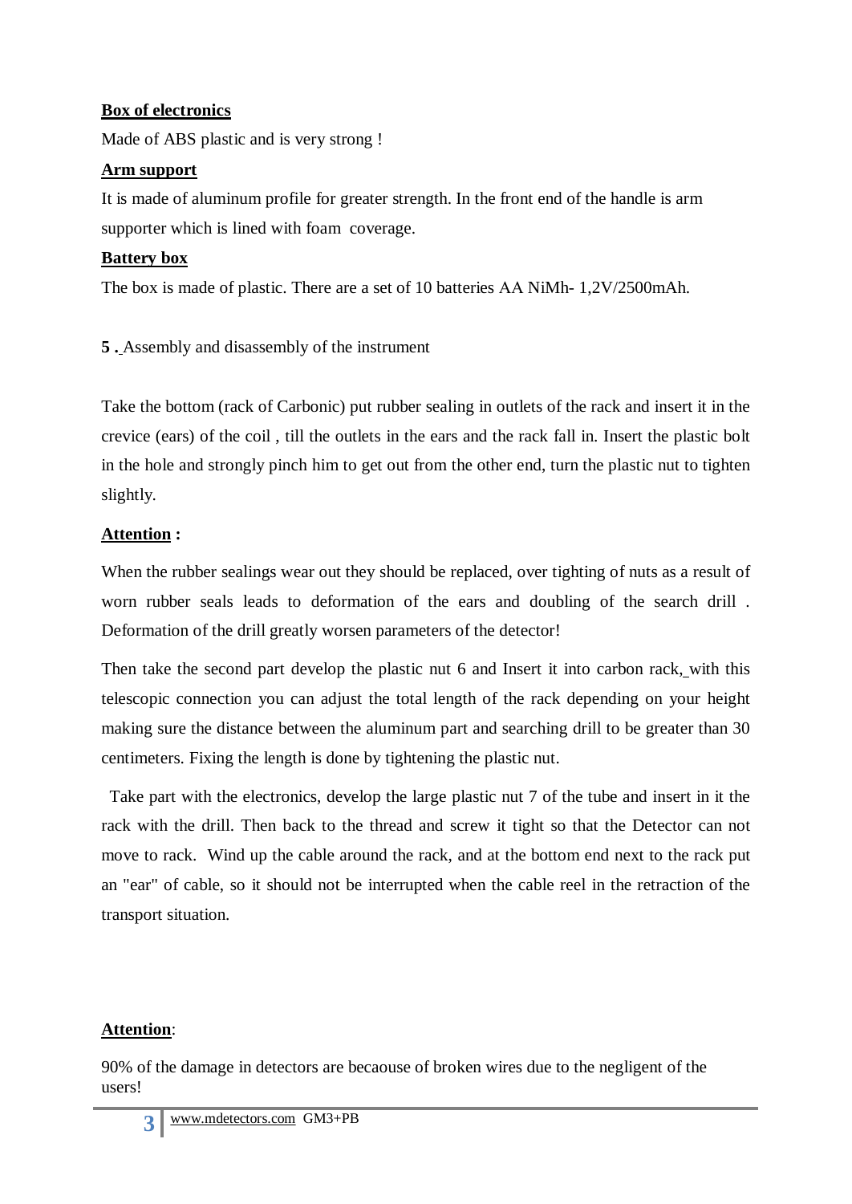**Box of electronics**

Made of ABS plastic and is very strong !

**Arm support**

It is made of aluminum profile for greater strength. In the front end of the handle is arm supporter which is lined with foam coverage.

**Battery box**

The box is made of plastic. There are a set of 10 batteries AA NiMh- 1,2V/2500mAh.

**5 .** Assembly and disassembly of the instrument

Take the bottom (rack of Carbonic) put rubber sealing in outlets of the rack and insert it in the crevice (ears) of the coil , till the outlets in the ears and the rack fall in. Insert the plastic bolt in the hole and strongly pinch him to get out from the other end, turn the plastic nut to tighten slightly.

**Attention :**

When the rubber sealings wear out they should be replaced, over tighting of nuts as a result of worn rubber seals leads to deformation of the ears and doubling of the search drill . Deformation of the drill greatly worsen parameters of the detector!

Then take the second part develop the plastic nut 6 and Insert it into carbon rack, with this telescopic connection you can adjust the total length of the rack depending on your height making sure the distance between the aluminum part and searching drill to be greater than 30 centimeters. Fixing the length is done by tightening the plastic nut.

Take part with the electronics, develop the large plastic nut 7 of the tube and insert in it the rack with the drill. Then back to the thread and screw it tight so that the Detector can not move to rack. Wind up the cable around the rack, and at the bottom end next to the rack put an "ear" of cable, so it should not be interrupted when the cable reel in the retraction of the transport situation.

**Attention**:

90% of the damage in detectors are becaouse of broken wires due to the negligent of the users!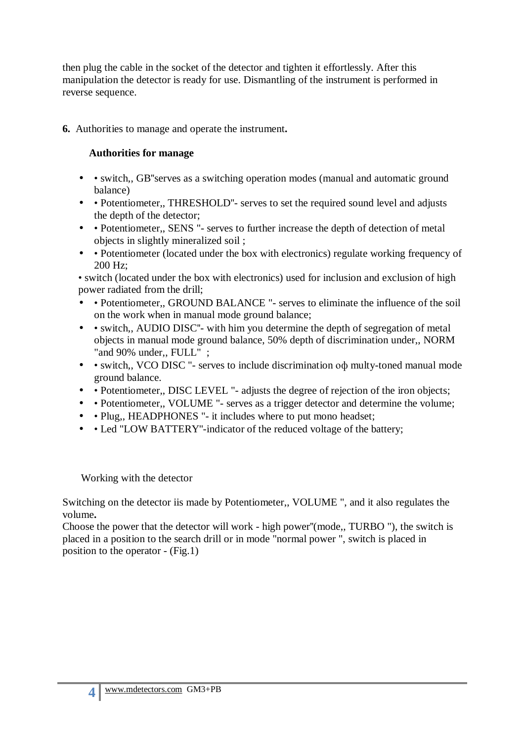then plug the cable in the socket of the detector and tighten it effortlessly. After this manipulation the detector is ready for use. Dismantling of the instrument is performed in reverse sequence.

**6.** Authorities to manage and operate the instrument**.**

**Authorities for manage**

- • switch,, GB"serves as a switching operation modes (manual and automatic ground balance)
- • Potentiometer,, THRESHOLD"- serves to set the required sound level and adjusts the depth of the detector;
- • Potentiometer,, SENS "- serves to further increase the depth of detection of metal objects in slightly mineralized soil ;
- • Potentiometer (located under the box with electronics) regulate working frequency of 200 Hz;

• switch (located under the box with electronics) used for inclusion and exclusion of high power radiated from the drill;

- • Potentiometer,, GROUND BALANCE "- serves to eliminate the influence of the soil on the work when in manual mode ground balance;
- • switch,, AUDIO DISC"- with him you determine the depth of segregation of metal objects in manual mode ground balance, 50% depth of discrimination under,, NORM "and 90% under,, FULL" ;
- • switch,, VCO DISC "- serves to include discrimination оф multy-toned manual mode ground balance.
- • Potentiometer,, DISC LEVEL "- adjusts the degree of rejection of the iron objects;
- • Potentiometer,, VOLUME "- serves as a trigger detector and determine the volume;
- • Plug,, HEADPHONES "- it includes where to put mono headset;
- • Led "LOW BATTERY"-indicator of the reduced voltage of the battery;

Working with the detector

Switching on the detector iis made by Potentiometer,, VOLUME ", and it also regulates the volume**.**
Choose the power that the detector will work - high power"(mode,, TURBO "), the switch is placed in a position to the search drill or in mode "normal power ", switch is placed in position to the operator - (Fig.1)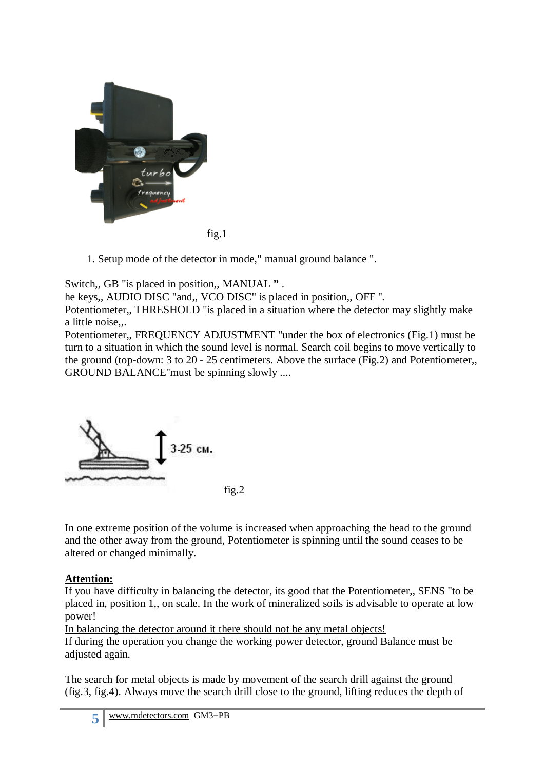fig.1

1. Setup mode of the detector in mode," manual ground balance ".

Switch,, GB "is placed in position,, MANUAL ” .
he keys,, AUDIO DISC "and,, VCO DISC" is placed in position,, OFF ".
Potentiometer,, THRESHOLD "is placed in a situation where the detector may slightly make a little noise,,.
Potentiometer,, FREQUENCY ADJUSTMENT "under the box of electronics (Fig.1) must be turn to a situation in which the sound level is normal. Search coil begins to move vertically to the ground (top-down: 3 to 20 - 25 centimeters. Above the surface (Fig.2) and Potentiometer,, GROUND BALANCE"must be spinning slowly ....

fig.2

In one extreme position of the volume is increased when approaching the head to the ground and the other away from the ground, Potentiometer is spinning until the sound ceases to be altered or changed minimally.

**Attention:**
If you have difficulty in balancing the detector, its good that the Potentiometer,, SENS "to be placed in, position 1,, on scale. In the work of mineralized soils is advisable to operate at low power!
In balancing the detector around it there should not be any metal objects!
If during the operation you change the working power detector, ground Balance must be adjusted again.

The search for metal objects is made by movement of the search drill against the ground (fig.3, fig.4). Always move the search drill close to the ground, lifting reduces the depth of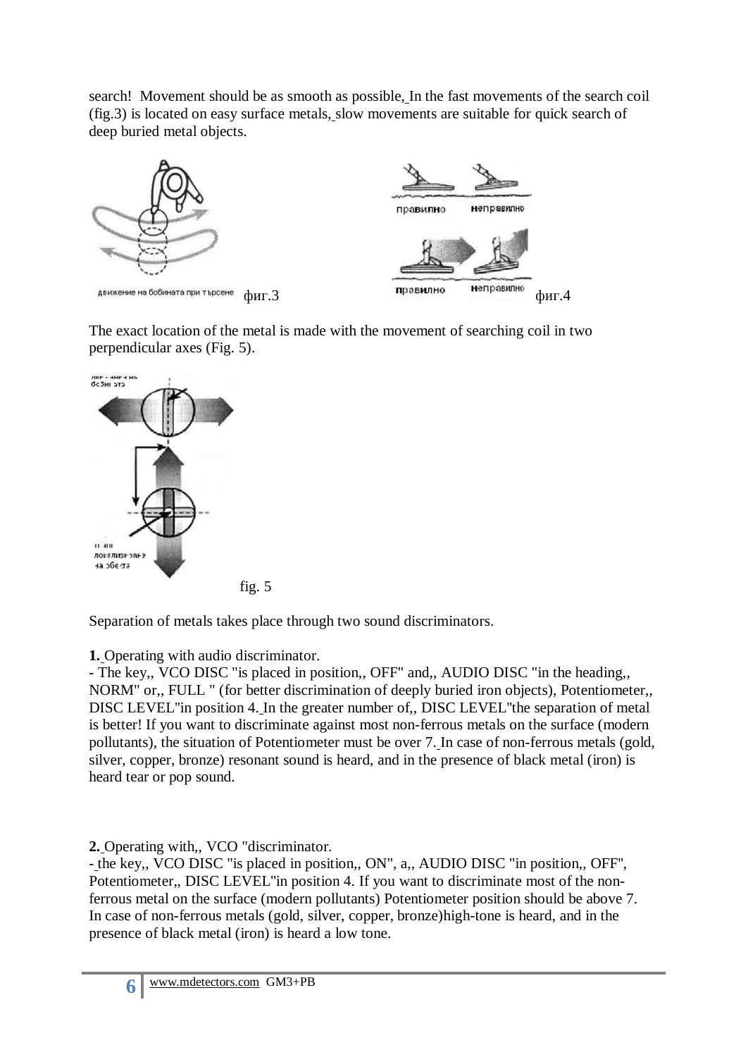search! Movement should be as smooth as possible, In the fast movements of the search coil (fig.3) is located on easy surface metals, slow movements are suitable for quick search of deep buried metal objects.

движение на бобината при търсене фиг.3

правилно неправилно

правилно неправилно фиг.4

The exact location of the metal is made with the movement of searching coil in two perpendicular axes (Fig. 5).

fig. 5

Separation of metals takes place through two sound discriminators.

**1.** Operating with audio discriminator.

- The key,, VCO DISC "is placed in position,, OFF" and,, AUDIO DISC "in the heading,, NORM" or,, FULL " (for better discrimination of deeply buried iron objects), Potentiometer,, DISC LEVEL"in position 4. In the greater number of,, DISC LEVEL"the separation of metal is better! If you want to discriminate against most non-ferrous metals on the surface (modern pollutants), the situation of Potentiometer must be over 7. In case of non-ferrous metals (gold, silver, copper, bronze) resonant sound is heard, and in the presence of black metal (iron) is heard tear or pop sound.

**2.** Operating with,, VCO "discriminator.

- the key,, VCO DISC "is placed in position,, ON", a,, AUDIO DISC "in position,, OFF", Potentiometer,, DISC LEVEL"in position 4. If you want to discriminate most of the non-ferrous metal on the surface (modern pollutants) Potentiometer position should be above 7. In case of non-ferrous metals (gold, silver, copper, bronze)high-tone is heard, and in the presence of black metal (iron) is heard a low tone.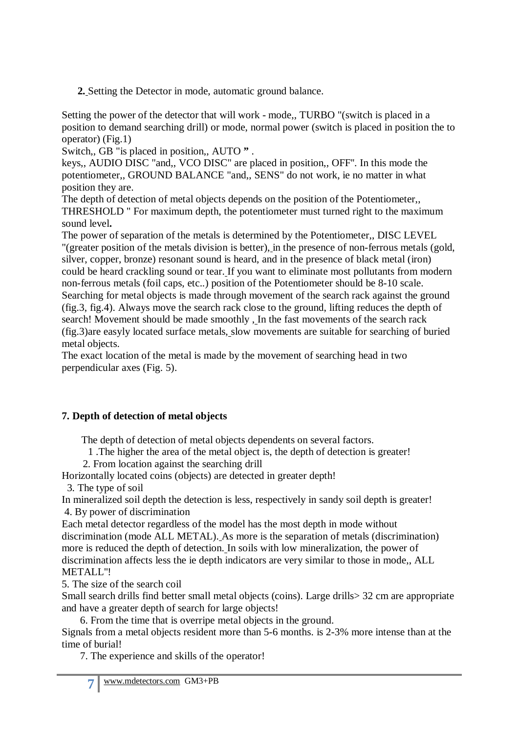**2.** Setting the Detector in mode, automatic ground balance.

Setting the power of the detector that will work - mode,, TURBO "(switch is placed in a position to demand searching drill) or mode, normal power (switch is placed in position the to operator) (Fig.1)
Switch,, GB "is placed in position,, AUTO **"** .
keys,, AUDIO DISC "and,, VCO DISC" are placed in position,, OFF". In this mode the potentiometer,, GROUND BALANCE "and,, SENS" do not work, ie no matter in what position they are.
The depth of detection of metal objects depends on the position of the Potentiometer,, THRESHOLD " For maximum depth, the potentiometer must turned right to the maximum sound level**.**
The power of separation of the metals is determined by the Potentiometer,, DISC LEVEL "(greater position of the metals division is better), in the presence of non-ferrous metals (gold, silver, copper, bronze) resonant sound is heard, and in the presence of black metal (iron) could be heard crackling sound or tear. If you want to eliminate most pollutants from modern non-ferrous metals (foil caps, etc..) position of the Potentiometer should be 8-10 scale.
Searching for metal objects is made through movement of the search rack against the ground (fig.3, fig.4). Always move the search rack close to the ground, lifting reduces the depth of search! Movement should be made smoothly , In the fast movements of the search rack (fig.3)are easyly located surface metals, slow movements are suitable for searching of buried metal objects.
The exact location of the metal is made by the movement of searching head in two perpendicular axes (Fig. 5).

### 7. Depth of detection of metal objects

The depth of detection of metal objects dependents on several factors.

1 .The higher the area of the metal object is, the depth of detection is greater!

2. From location against the searching drill
Horizontally located coins (objects) are detected in greater depth!

3. The type of soil
In mineralized soil depth the detection is less, respectively in sandy soil depth is greater!

4. By power of discrimination
Each metal detector regardless of the model has the most depth in mode without discrimination (mode ALL METAL). As more is the separation of metals (discrimination) more is reduced the depth of detection. In soils with low mineralization, the power of discrimination affects less the ie depth indicators are very similar to those in mode,, ALL METALL"!

5. The size of the search coil
Small search drills find better small metal objects (coins). Large drills> 32 cm are appropriate and have a greater depth of search for large objects!

6. From the time that is overripe metal objects in the ground.
Signals from a metal objects resident more than 5-6 months. is 2-3% more intense than at the time of burial!

7. The experience and skills of the operator!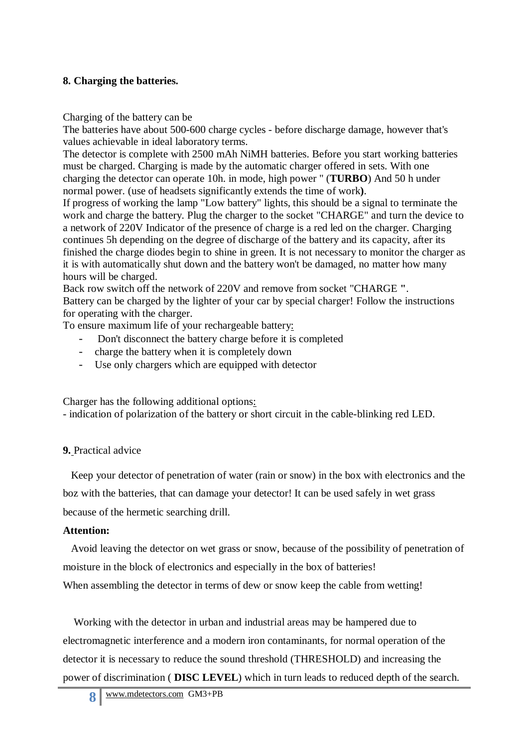## 8. Charging the batteries.

Charging of the battery can be
The batteries have about 500-600 charge cycles - before discharge damage, however that's values achievable in ideal laboratory terms.
The detector is complete with 2500 mAh NiMH batteries. Before you start working batteries must be charged. Charging is made by the automatic charger offered in sets. With one charging the detector can operate 10h. in mode, high power " (**TURBO**) And 50 h under normal power. (use of headsets significantly extends the time of work**)**.
If progress of working the lamp "Low battery" lights, this should be a signal to terminate the work and charge the battery. Plug the charger to the socket "CHARGE" and turn the device to a network of 220V Indicator of the presence of charge is a red led on the charger. Charging continues 5h depending on the degree of discharge of the battery and its capacity, after its finished the charge diodes begin to shine in green. It is not necessary to monitor the charger as it is with automatically shut down and the battery won't be damaged, no matter how many hours will be charged.
Back row switch off the network of 220V and remove from socket "CHARGE ".
Battery can be charged by the lighter of your car by special charger! Follow the instructions for operating with the charger.
To ensure maximum life of your rechargeable battery:

- Don't disconnect the battery charge before it is completed
- charge the battery when it is completely down
- Use only chargers which are equipped with detector

Charger has the following additional options:
- indication of polarization of the battery or short circuit in the cable-blinking red LED.

**9.** Practical advice

Keep your detector of penetration of water (rain or snow) in the box with electronics and the boz with the batteries, that can damage your detector! It can be used safely in wet grass because of the hermetic searching drill.

**Attention:**

Avoid leaving the detector on wet grass or snow, because of the possibility of penetration of moisture in the block of electronics and especially in the box of batteries!
When assembling the detector in terms of dew or snow keep the cable from wetting!

Working with the detector in urban and industrial areas may be hampered due to electromagnetic interference and a modern iron contaminants, for normal operation of the detector it is necessary to reduce the sound threshold (THRESHOLD) and increasing the power of discrimination ( **DISC LEVEL**) which in turn leads to reduced depth of the search.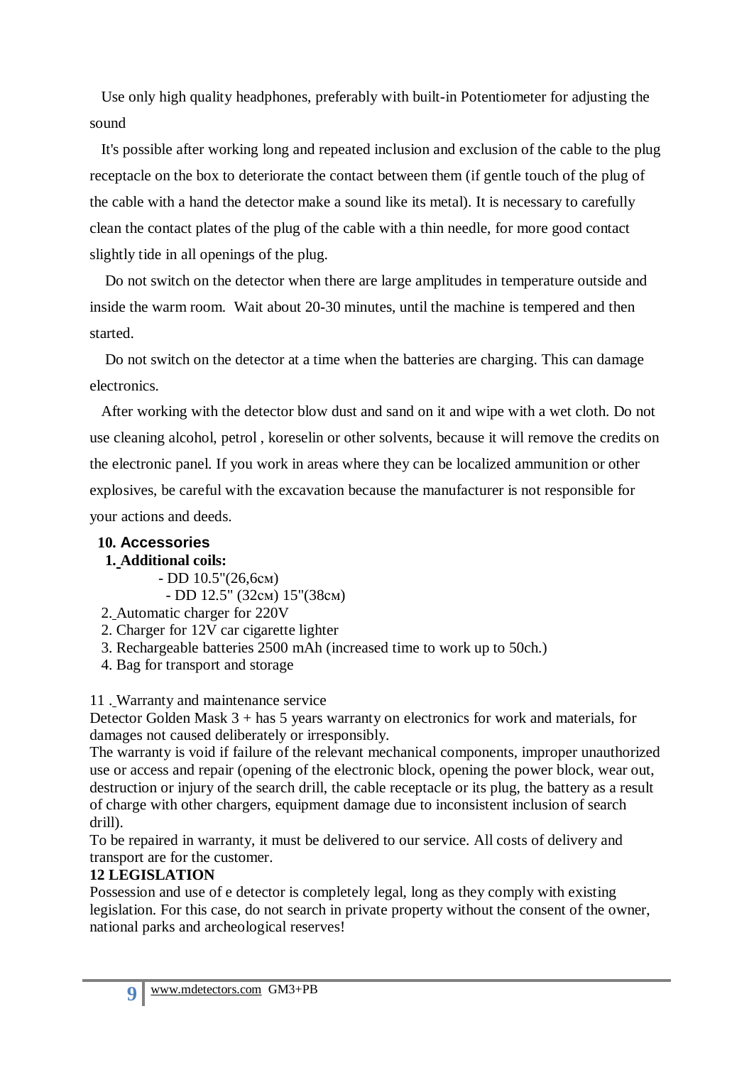Use only high quality headphones, preferably with built-in Potentiometer for adjusting the sound

It's possible after working long and repeated inclusion and exclusion of the cable to the plug receptacle on the box to deteriorate the contact between them (if gentle touch of the plug of the cable with a hand the detector make a sound like its metal). It is necessary to carefully clean the contact plates of the plug of the cable with a thin needle, for more good contact slightly tide in all openings of the plug.

Do not switch on the detector when there are large amplitudes in temperature outside and inside the warm room. Wait about 20-30 minutes, until the machine is tempered and then started.

Do not switch on the detector at a time when the batteries are charging. This can damage electronics.

After working with the detector blow dust and sand on it and wipe with a wet cloth. Do not use cleaning alcohol, petrol , koreselin or other solvents, because it will remove the credits on the electronic panel. If you work in areas where they can be localized ammunition or other explosives, be careful with the excavation because the manufacturer is not responsible for your actions and deeds.

## 10. Accessories

**1. Additional coils:**

- DD 10.5"(26,6см)
- DD 12.5" (32см) 15"(38см)

2. Automatic charger for 220V
2. Charger for 12V car cigarette lighter
3. Rechargeable batteries 2500 mAh (increased time to work up to 50ch.)
4. Bag for transport and storage

11 . Warranty and maintenance service

Detector Golden Mask 3 + has 5 years warranty on electronics for work and materials, for damages not caused deliberately or irresponsibly.

The warranty is void if failure of the relevant mechanical components, improper unauthorized use or access and repair (opening of the electronic block, opening the power block, wear out, destruction or injury of the search drill, the cable receptacle or its plug, the battery as a result of charge with other chargers, equipment damage due to inconsistent inclusion of search drill).

To be repaired in warranty, it must be delivered to our service. All costs of delivery and transport are for the customer.

**12 LEGISLATION**

Possession and use of e detector is completely legal, long as they comply with existing legislation. For this case, do not search in private property without the consent of the owner, national parks and archeological reserves!